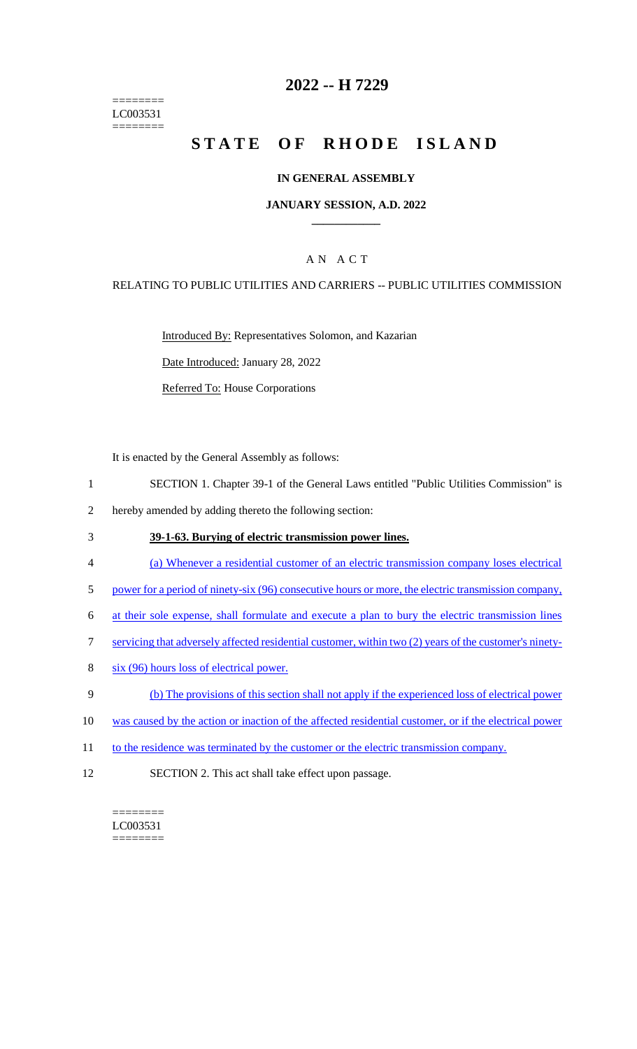========
LC003531
========

# 2022 -- H 7229

# STATE OF RHODE ISLAND

## IN GENERAL ASSEMBLY

### JANUARY SESSION, A.D. 2022

## A N A C T

### RELATING TO PUBLIC UTILITIES AND CARRIERS -- PUBLIC UTILITIES COMMISSION

Introduced By: Representatives Solomon, and Kazarian

Date Introduced: January 28, 2022

Referred To: House Corporations

It is enacted by the General Assembly as follows:

1 SECTION 1. Chapter 39-1 of the General Laws entitled "Public Utilities Commission" is
2 hereby amended by adding thereto the following section:

3 **39-1-63. Burying of electric transmission power lines.**

4 (a) Whenever a residential customer of an electric transmission company loses electrical
5 power for a period of ninety-six (96) consecutive hours or more, the electric transmission company,
6 at their sole expense, shall formulate and execute a plan to bury the electric transmission lines
7 servicing that adversely affected residential customer, within two (2) years of the customer's ninety-
8 six (96) hours loss of electrical power.

9 (b) The provisions of this section shall not apply if the experienced loss of electrical power
10 was caused by the action or inaction of the affected residential customer, or if the electrical power
11 to the residence was terminated by the customer or the electric transmission company.

12 SECTION 2. This act shall take effect upon passage.

========
LC003531
========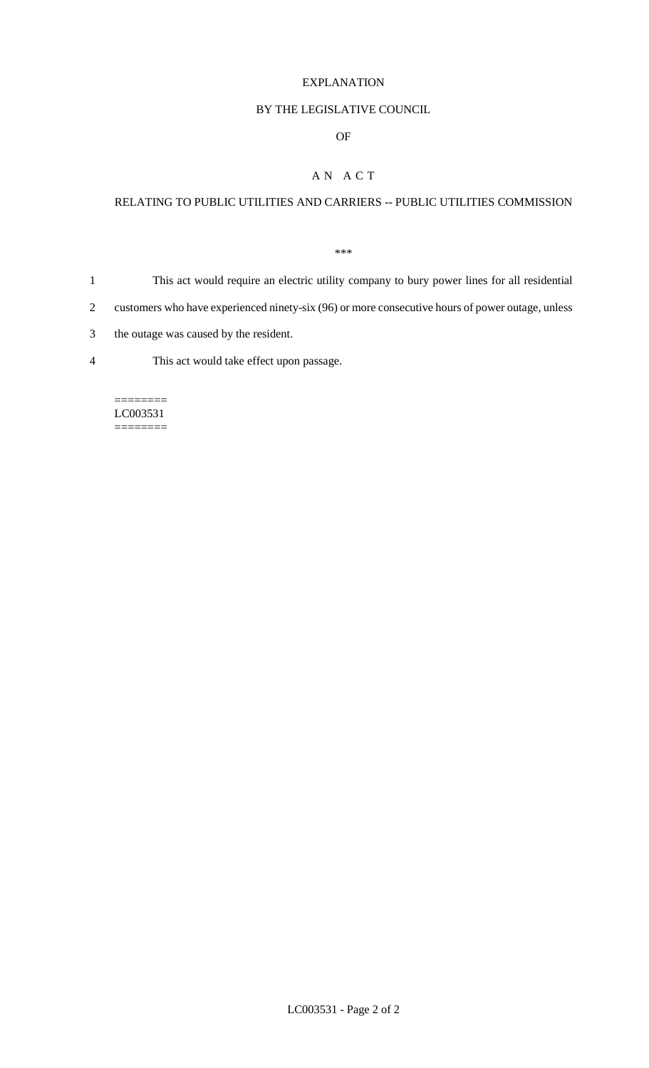EXPLANATION

BY THE LEGISLATIVE COUNCIL

OF

# A N A C T

RELATING TO PUBLIC UTILITIES AND CARRIERS -- PUBLIC UTILITIES COMMISSION

\*\*\*

1 This act would require an electric utility company to bury power lines for all residential
2 customers who have experienced ninety-six (96) or more consecutive hours of power outage, unless
3 the outage was caused by the resident.

4 This act would take effect upon passage.

========
LC003531
========